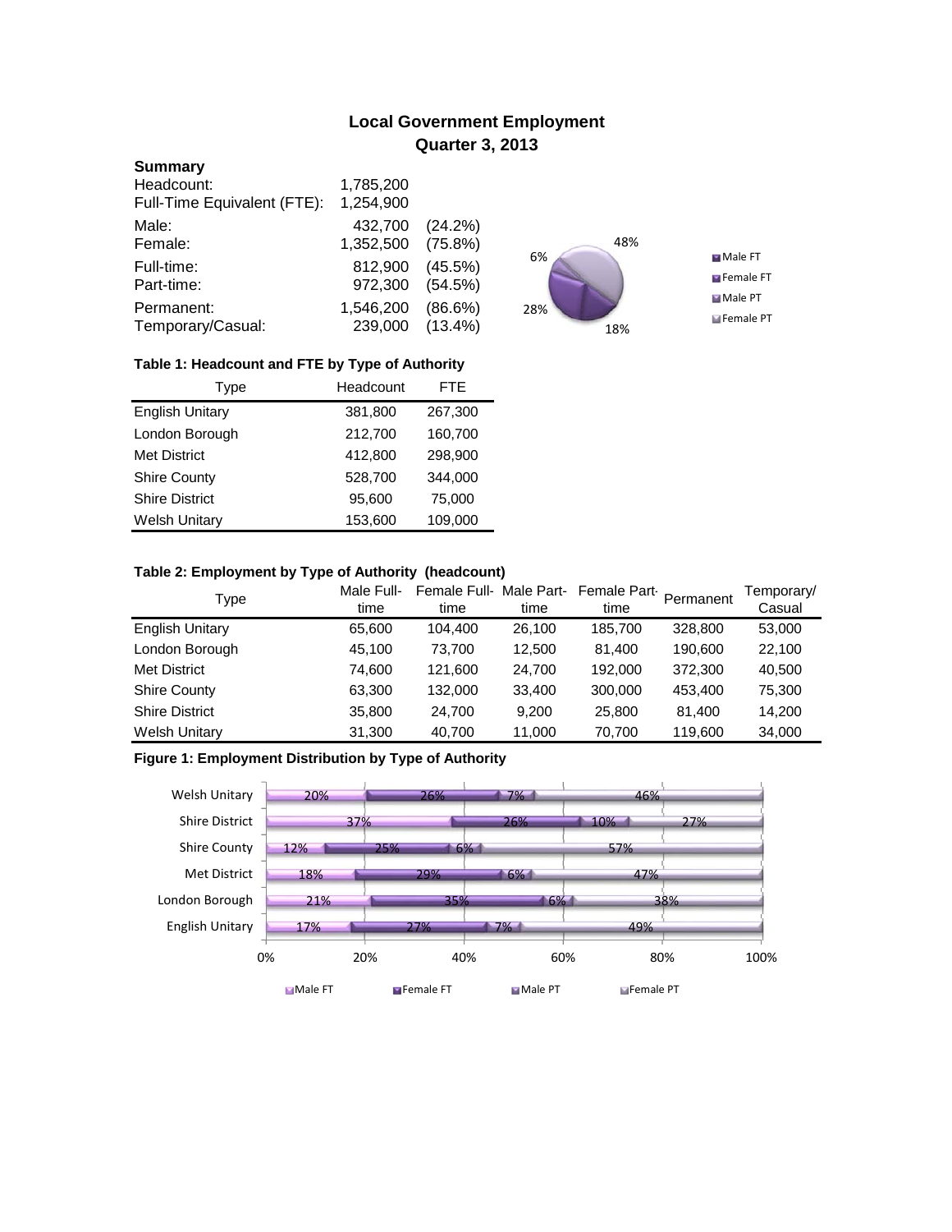# Local Government Employment
## Quarter 3, 2013

### Summary

| | | |
|---|---|---|
| Headcount: | 1,785,200 | |
| Full-Time Equivalent (FTE): | 1,254,900 | |
| Male: | 432,700 | (24.2%) |
| Female: | 1,352,500 | (75.8%) |
| Full-time: | 812,900 | (45.5%) |
| Part-time: | 972,300 | (54.5%) |
| Permanent: | 1,546,200 | (86.6%) |
| Temporary/Casual: | 239,000 | (13.4%) |

48%
6%
28%
18%

Male FT
Female FT
Male PT
Female PT

**Table 1: Headcount and FTE by Type of Authority**

| Type | Headcount | FTE |
|---|---|---|
| English Unitary | 381,800 | 267,300 |
| London Borough | 212,700 | 160,700 |
| Met District | 412,800 | 298,900 |
| Shire County | 528,700 | 344,000 |
| Shire District | 95,600 | 75,000 |
| Welsh Unitary | 153,600 | 109,000 |

**Table 2: Employment by Type of Authority (headcount)**

| Type | Male Full-time | Female Full-time | Male Part-time | Female Part-time | Permanent | Temporary/ Casual |
|---|---|---|---|---|---|---|
| English Unitary | 65,600 | 104,400 | 26,100 | 185,700 | 328,800 | 53,000 |
| London Borough | 45,100 | 73,700 | 12,500 | 81,400 | 190,600 | 22,100 |
| Met District | 74,600 | 121,600 | 24,700 | 192,000 | 372,300 | 40,500 |
| Shire County | 63,300 | 132,000 | 33,400 | 300,000 | 453,400 | 75,300 |
| Shire District | 35,800 | 24,700 | 9,200 | 25,800 | 81,400 | 14,200 |
| Welsh Unitary | 31,300 | 40,700 | 11,000 | 70,700 | 119,600 | 34,000 |

**Figure 1: Employment Distribution by Type of Authority**

| Type | Male FT | Female FT | Male PT | Female PT |
|---|---|---|---|---|
| Welsh Unitary | 20% | 26% | 7% | 46% |
| Shire District | 37% | 26% | 10% | 27% |
| Shire County | 12% | 25% | 6% | 57% |
| Met District | 18% | 29% | 6% | 47% |
| London Borough | 21% | 35% | 6% | 38% |
| English Unitary | 17% | 27% | 7% | 49% |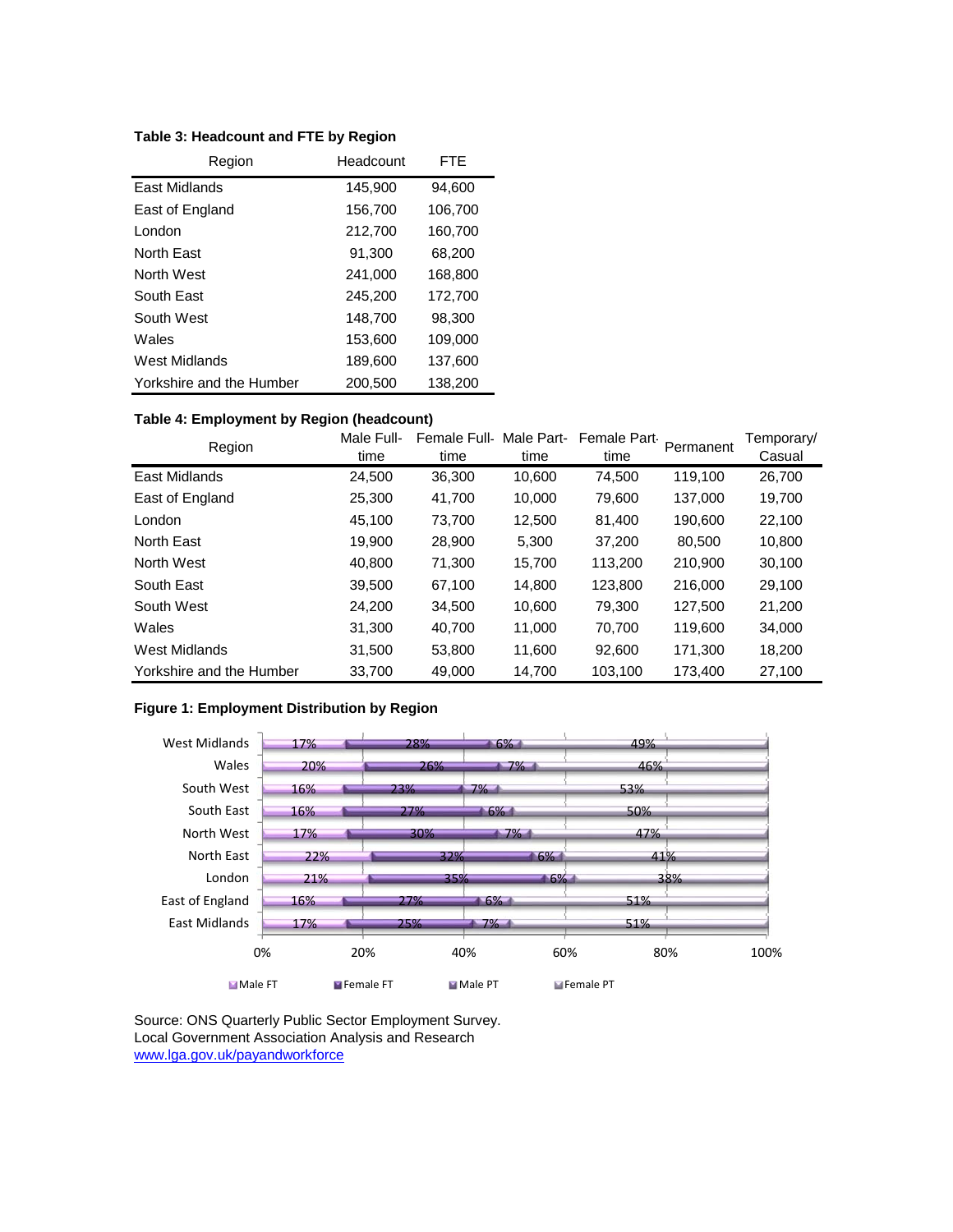**Table 3: Headcount and FTE by Region**

| Region | Headcount | FTE |
|---|---|---|
| East Midlands | 145,900 | 94,600 |
| East of England | 156,700 | 106,700 |
| London | 212,700 | 160,700 |
| North East | 91,300 | 68,200 |
| North West | 241,000 | 168,800 |
| South East | 245,200 | 172,700 |
| South West | 148,700 | 98,300 |
| Wales | 153,600 | 109,000 |
| West Midlands | 189,600 | 137,600 |
| Yorkshire and the Humber | 200,500 | 138,200 |

**Table 4: Employment by Region (headcount)**

| Region | Male Full-time | Female Full-time | Male Part-time | Female Part-time | Permanent | Temporary/ Casual |
|---|---|---|---|---|---|---|
| East Midlands | 24,500 | 36,300 | 10,600 | 74,500 | 119,100 | 26,700 |
| East of England | 25,300 | 41,700 | 10,000 | 79,600 | 137,000 | 19,700 |
| London | 45,100 | 73,700 | 12,500 | 81,400 | 190,600 | 22,100 |
| North East | 19,900 | 28,900 | 5,300 | 37,200 | 80,500 | 10,800 |
| North West | 40,800 | 71,300 | 15,700 | 113,200 | 210,900 | 30,100 |
| South East | 39,500 | 67,100 | 14,800 | 123,800 | 216,000 | 29,100 |
| South West | 24,200 | 34,500 | 10,600 | 79,300 | 127,500 | 21,200 |
| Wales | 31,300 | 40,700 | 11,000 | 70,700 | 119,600 | 34,000 |
| West Midlands | 31,500 | 53,800 | 11,600 | 92,600 | 171,300 | 18,200 |
| Yorkshire and the Humber | 33,700 | 49,000 | 14,700 | 103,100 | 173,400 | 27,100 |

**Figure 1: Employment Distribution by Region**

West Midlands 17% 28% 6% 49%

Wales 20% 26% 7% 46%

South West 16% 23% 7% 53%

South East 16% 27% 6% 50%

North West 17% 30% 7% 47%

North East 22% 32% 6% 41%

London 21% 35% 6% 38%

East of England 16% 27% 6% 51%

East Midlands 17% 25% 7% 51%

0% 20% 40% 60% 80% 100%

Male FT Female FT Male PT Female PT

Source: ONS Quarterly Public Sector Employment Survey.
Local Government Association Analysis and Research
www.lga.gov.uk/payandworkforce